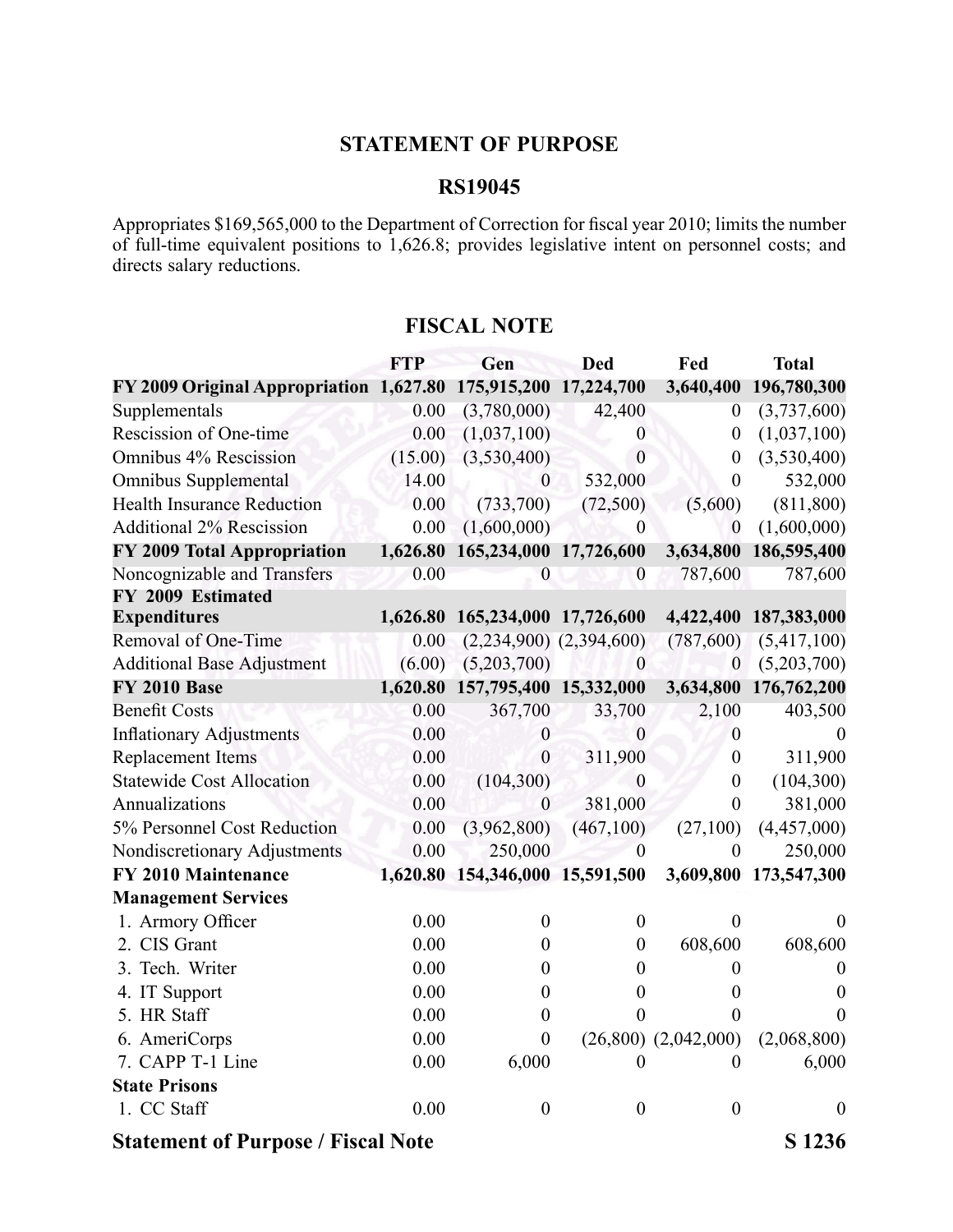## STATEMENT OF PURPOSE

## RS19045

Appropriates $169,565,000 to the Department of Correction for fiscal year 2010; limits the number of full-time equivalent positions to 1,626.8; provides legislative intent on personnel costs; and directs salary reductions.

## FISCAL NOTE

| | FTP | Gen | Ded | Fed | Total |
|---|---|---|---|---|---|
| **FY 2009 Original Appropriation** | **1,627.80** | **175,915,200** | **17,224,700** | **3,640,400** | **196,780,300** |
| Supplementals | 0.00 | (3,780,000) | 42,400 | 0 | (3,737,600) |
| Rescission of One-time | 0.00 | (1,037,100) | 0 | 0 | (1,037,100) |
| Omnibus 4% Rescission | (15.00) | (3,530,400) | 0 | 0 | (3,530,400) |
| Omnibus Supplemental | 14.00 | 0 | 532,000 | 0 | 532,000 |
| Health Insurance Reduction | 0.00 | (733,700) | (72,500) | (5,600) | (811,800) |
| Additional 2% Rescission | 0.00 | (1,600,000) | 0 | 0 | (1,600,000) |
| **FY 2009 Total Appropriation** | **1,626.80** | **165,234,000** | **17,726,600** | **3,634,800** | **186,595,400** |
| Noncognizable and Transfers | 0.00 | 0 | 0 | 787,600 | 787,600 |
| **FY 2009 Estimated Expenditures** | **1,626.80** | **165,234,000** | **17,726,600** | **4,422,400** | **187,383,000** |
| Removal of One-Time | 0.00 | (2,234,900) | (2,394,600) | (787,600) | (5,417,100) |
| Additional Base Adjustment | (6.00) | (5,203,700) | 0 | 0 | (5,203,700) |
| **FY 2010 Base** | **1,620.80** | **157,795,400** | **15,332,000** | **3,634,800** | **176,762,200** |
| Benefit Costs | 0.00 | 367,700 | 33,700 | 2,100 | 403,500 |
| Inflationary Adjustments | 0.00 | 0 | 0 | 0 | 0 |
| Replacement Items | 0.00 | 0 | 311,900 | 0 | 311,900 |
| Statewide Cost Allocation | 0.00 | (104,300) | 0 | 0 | (104,300) |
| Annualizations | 0.00 | 0 | 381,000 | 0 | 381,000 |
| 5% Personnel Cost Reduction | 0.00 | (3,962,800) | (467,100) | (27,100) | (4,457,000) |
| Nondiscretionary Adjustments | 0.00 | 250,000 | 0 | 0 | 250,000 |
| **FY 2010 Maintenance** | **1,620.80** | **154,346,000** | **15,591,500** | **3,609,800** | **173,547,300** |
| **Management Services** | | | | | |
| 1. Armory Officer | 0.00 | 0 | 0 | 0 | 0 |
| 2. CIS Grant | 0.00 | 0 | 0 | 608,600 | 608,600 |
| 3. Tech. Writer | 0.00 | 0 | 0 | 0 | 0 |
| 4. IT Support | 0.00 | 0 | 0 | 0 | 0 |
| 5. HR Staff | 0.00 | 0 | 0 | 0 | 0 |
| 6. AmeriCorps | 0.00 | 0 | (26,800) | (2,042,000) | (2,068,800) |
| 7. CAPP T-1 Line | 0.00 | 6,000 | 0 | 0 | 6,000 |
| **State Prisons** | | | | | |
| 1. CC Staff | 0.00 | 0 | 0 | 0 | 0 |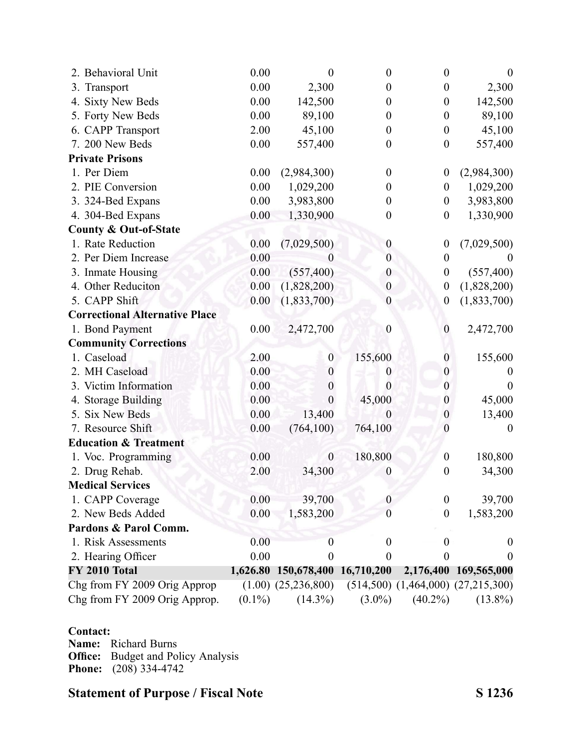| | | | | | |
|---|---|---|---|---|---|
| 2. Behavioral Unit | 0.00 | 0 | 0 | 0 | 0 |
| 3. Transport | 0.00 | 2,300 | 0 | 0 | 2,300 |
| 4. Sixty New Beds | 0.00 | 142,500 | 0 | 0 | 142,500 |
| 5. Forty New Beds | 0.00 | 89,100 | 0 | 0 | 89,100 |
| 6. CAPP Transport | 2.00 | 45,100 | 0 | 0 | 45,100 |
| 7. 200 New Beds | 0.00 | 557,400 | 0 | 0 | 557,400 |
| **Private Prisons** | | | | | |
| 1. Per Diem | 0.00 | (2,984,300) | 0 | 0 | (2,984,300) |
| 2. PIE Conversion | 0.00 | 1,029,200 | 0 | 0 | 1,029,200 |
| 3. 324-Bed Expans | 0.00 | 3,983,800 | 0 | 0 | 3,983,800 |
| 4. 304-Bed Expans | 0.00 | 1,330,900 | 0 | 0 | 1,330,900 |
| **County & Out-of-State** | | | | | |
| 1. Rate Reduction | 0.00 | (7,029,500) | 0 | 0 | (7,029,500) |
| 2. Per Diem Increase | 0.00 | 0 | 0 | 0 | 0 |
| 3. Inmate Housing | 0.00 | (557,400) | 0 | 0 | (557,400) |
| 4. Other Reduciton | 0.00 | (1,828,200) | 0 | 0 | (1,828,200) |
| 5. CAPP Shift | 0.00 | (1,833,700) | 0 | 0 | (1,833,700) |
| **Correctional Alternative Place** | | | | | |
| 1. Bond Payment | 0.00 | 2,472,700 | 0 | 0 | 2,472,700 |
| **Community Corrections** | | | | | |
| 1. Caseload | 2.00 | 0 | 155,600 | 0 | 155,600 |
| 2. MH Caseload | 0.00 | 0 | 0 | 0 | 0 |
| 3. Victim Information | 0.00 | 0 | 0 | 0 | 0 |
| 4. Storage Building | 0.00 | 0 | 45,000 | 0 | 45,000 |
| 5. Six New Beds | 0.00 | 13,400 | 0 | 0 | 13,400 |
| 7. Resource Shift | 0.00 | (764,100) | 764,100 | 0 | 0 |
| **Education & Treatment** | | | | | |
| 1. Voc. Programming | 0.00 | 0 | 180,800 | 0 | 180,800 |
| 2. Drug Rehab. | 2.00 | 34,300 | 0 | 0 | 34,300 |
| **Medical Services** | | | | | |
| 1. CAPP Coverage | 0.00 | 39,700 | 0 | 0 | 39,700 |
| 2. New Beds Added | 0.00 | 1,583,200 | 0 | 0 | 1,583,200 |
| **Pardons & Parol Comm.** | | | | | |
| 1. Risk Assessments | 0.00 | 0 | 0 | 0 | 0 |
| 2. Hearing Officer | 0.00 | 0 | 0 | 0 | 0 |
| **FY 2010 Total** | **1,626.80** | **150,678,400** | **16,710,200** | **2,176,400** | **169,565,000** |
| Chg from FY 2009 Orig Approp | (1.00) | (25,236,800) | (514,500) | (1,464,000) | (27,215,300) |
| Chg from FY 2009 Orig Approp. | (0.1%) | (14.3%) | (3.0%) | (40.2%) | (13.8%) |

**Contact:**
**Name:** Richard Burns
**Office:** Budget and Policy Analysis
**Phone:** (208) 334-4742

## Statement of Purpose / Fiscal Note S 1236